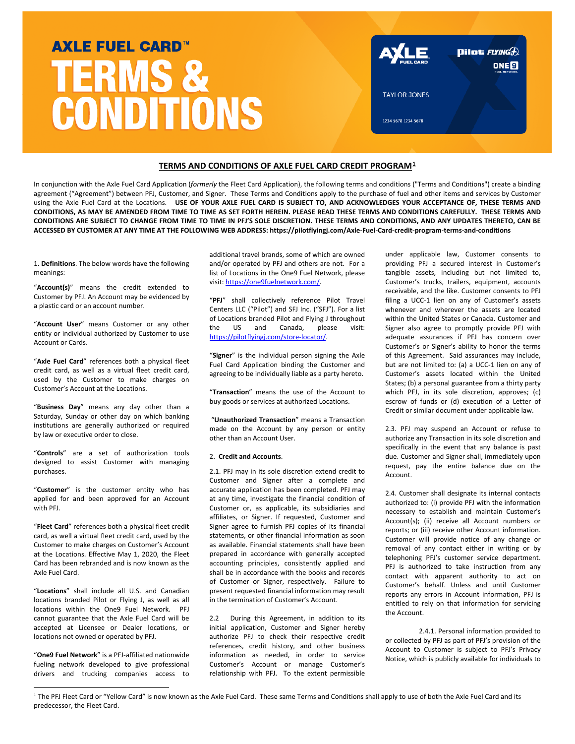# AXLE FUEL CARD™ TERMS & CONDITIONS

## TERMS AND CONDITIONS OF AXLE FUEL CARD CREDIT PROGRAM[1]

In conjunction with the Axle Fuel Card Application (*formerly* the Fleet Card Application), the following terms and conditions ("Terms and Conditions") create a binding agreement ("Agreement") between PFJ, Customer, and Signer. These Terms and Conditions apply to the purchase of fuel and other items and services by Customer using the Axle Fuel Card at the Locations. **USE OF YOUR AXLE FUEL CARD IS SUBJECT TO, AND ACKNOWLEDGES YOUR ACCEPTANCE OF, THESE TERMS AND CONDITIONS, AS MAY BE AMENDED FROM TIME TO TIME AS SET FORTH HEREIN. PLEASE READ THESE TERMS AND CONDITIONS CAREFULLY. THESE TERMS AND CONDITIONS ARE SUBJECT TO CHANGE FROM TIME TO TIME IN PFJ'S SOLE DISCRETION. THESE TERMS AND CONDITIONS, AND ANY UPDATES THERETO, CAN BE ACCESSED BY CUSTOMER AT ANY TIME AT THE FOLLOWING WEB ADDRESS: https://pilotflyingj.com/Axle-Fuel-Card-credit-program-terms-and-conditions**

1. **Definitions**. The below words have the following meanings:

"**Account(s)**" means the credit extended to Customer by PFJ. An Account may be evidenced by a plastic card or an account number.

"**Account User**" means Customer or any other entity or individual authorized by Customer to use Account or Cards.

"**Axle Fuel Card**" references both a physical fleet credit card, as well as a virtual fleet credit card, used by the Customer to make charges on Customer's Account at the Locations.

"**Business Day**" means any day other than a Saturday, Sunday or other day on which banking institutions are generally authorized or required by law or executive order to close.

"**Controls**" are a set of authorization tools designed to assist Customer with managing purchases.

"**Customer**" is the customer entity who has applied for and been approved for an Account with PFJ.

"**Fleet Card**" references both a physical fleet credit card, as well as a virtual fleet credit card, used by the Customer to make charges on Customer's Account at the Locations. Effective May 1, 2020, the Fleet Card has been rebranded and is now known as the Axle Fuel Card.

"**Locations**" shall include all U.S. and Canadian locations branded Pilot or Flying J, as well as all locations within the One9 Fuel Network. PFJ cannot guarantee that the Axle Fuel Card will be accepted at Licensee or Dealer locations, or locations not owned or operated by PFJ.

"**One9 Fuel Network**" is a PFJ-affiliated nationwide fueling network developed to give professional drivers and trucking companies access to additional travel brands, some of which are owned and/or operated by PFJ and others are not. For a list of Locations in the One9 Fuel Network, please visit: https://one9fuelnetwork.com/.

"**PFJ**" shall collectively reference Pilot Travel Centers LLC ("Pilot") and SFJ Inc. ("SFJ"). For a list of Locations branded Pilot and Flying J throughout the US and Canada, please visit: https://pilotflyingj.com/store-locator/.

"**Signer**" is the individual person signing the Axle Fuel Card Application binding the Customer and agreeing to be individually liable as a party hereto.

"**Transaction**" means the use of the Account to buy goods or services at authorized Locations.

"**Unauthorized Transaction**" means a Transaction made on the Account by any person or entity other than an Account User.

2. **Credit and Accounts**.

2.1. PFJ may in its sole discretion extend credit to Customer and Signer after a complete and accurate application has been completed. PFJ may at any time, investigate the financial condition of Customer or, as applicable, its subsidiaries and affiliates, or Signer. If requested, Customer and Signer agree to furnish PFJ copies of its financial statements, or other financial information as soon as available. Financial statements shall have been prepared in accordance with generally accepted accounting principles, consistently applied and shall be in accordance with the books and records of Customer or Signer, respectively. Failure to present requested financial information may result in the termination of Customer's Account.

2.2 During this Agreement, in addition to its initial application, Customer and Signer hereby authorize PFJ to check their respective credit references, credit history, and other business information as needed, in order to service Customer's Account or manage Customer's relationship with PFJ. To the extent permissible under applicable law, Customer consents to providing PFJ a secured interest in Customer's tangible assets, including but not limited to, Customer's trucks, trailers, equipment, accounts receivable, and the like. Customer consents to PFJ filing a UCC-1 lien on any of Customer's assets whenever and wherever the assets are located within the United States or Canada. Customer and Signer also agree to promptly provide PFJ with adequate assurances if PFJ has concern over Customer's or Signer's ability to honor the terms of this Agreement. Said assurances may include, but are not limited to: (a) a UCC-1 lien on any of Customer's assets located within the United States; (b) a personal guarantee from a thirty party which PFJ, in its sole discretion, approves; (c) escrow of funds or (d) execution of a Letter of Credit or similar document under applicable law.

2.3. PFJ may suspend an Account or refuse to authorize any Transaction in its sole discretion and specifically in the event that any balance is past due. Customer and Signer shall, immediately upon request, pay the entire balance due on the Account.

2.4. Customer shall designate its internal contacts authorized to: (i) provide PFJ with the information necessary to establish and maintain Customer's Account(s); (ii) receive all Account numbers or reports; or (iii) receive other Account information. Customer will provide notice of any change or removal of any contact either in writing or by telephoning PFJ's customer service department. PFJ is authorized to take instruction from any contact with apparent authority to act on Customer's behalf. Unless and until Customer reports any errors in Account information, PFJ is entitled to rely on that information for servicing the Account.

2.4.1. Personal information provided to or collected by PFJ as part of PFJ's provision of the Account to Customer is subject to PFJ's Privacy Notice, which is publicly available for individuals to

[1] The PFJ Fleet Card or "Yellow Card" is now known as the Axle Fuel Card. These same Terms and Conditions shall apply to use of both the Axle Fuel Card and its predecessor, the Fleet Card.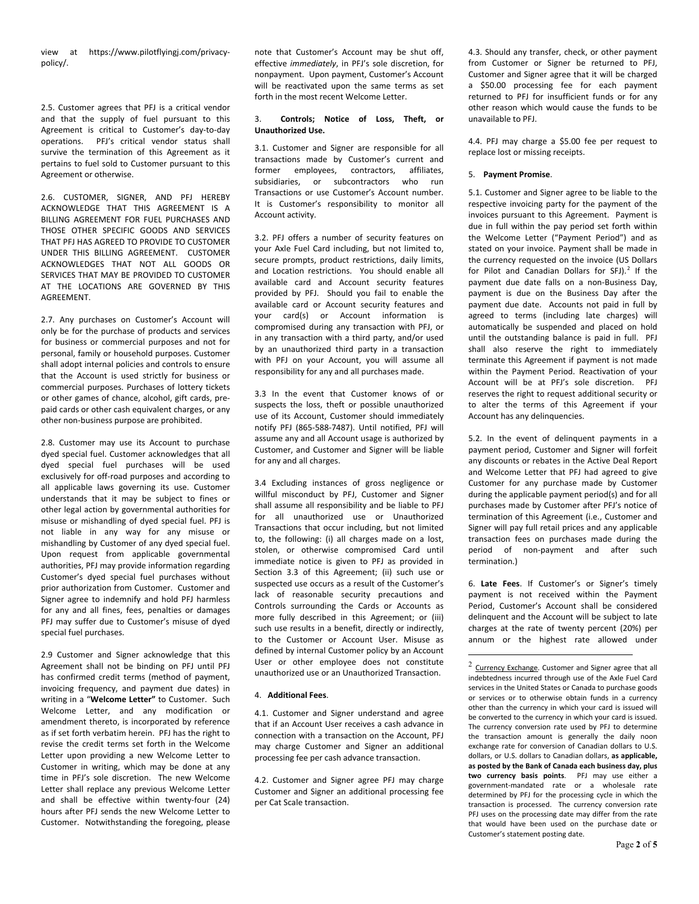view at https://www.pilotflyingj.com/privacy-policy/.

2.5. Customer agrees that PFJ is a critical vendor and that the supply of fuel pursuant to this Agreement is critical to Customer's day-to-day operations. PFJ's critical vendor status shall survive the termination of this Agreement as it pertains to fuel sold to Customer pursuant to this Agreement or otherwise.

2.6. CUSTOMER, SIGNER, AND PFJ HEREBY ACKNOWLEDGE THAT THIS AGREEMENT IS A BILLING AGREEMENT FOR FUEL PURCHASES AND THOSE OTHER SPECIFIC GOODS AND SERVICES THAT PFJ HAS AGREED TO PROVIDE TO CUSTOMER UNDER THIS BILLING AGREEMENT. CUSTOMER ACKNOWLEDGES THAT NOT ALL GOODS OR SERVICES THAT MAY BE PROVIDED TO CUSTOMER AT THE LOCATIONS ARE GOVERNED BY THIS AGREEMENT.

2.7. Any purchases on Customer's Account will only be for the purchase of products and services for business or commercial purposes and not for personal, family or household purposes. Customer shall adopt internal policies and controls to ensure that the Account is used strictly for business or commercial purposes. Purchases of lottery tickets or other games of chance, alcohol, gift cards, pre-paid cards or other cash equivalent charges, or any other non-business purpose are prohibited.

2.8. Customer may use its Account to purchase dyed special fuel. Customer acknowledges that all dyed special fuel purchases will be used exclusively for off-road purposes and according to all applicable laws governing its use. Customer understands that it may be subject to fines or other legal action by governmental authorities for misuse or mishandling of dyed special fuel. PFJ is not liable in any way for any misuse or mishandling by Customer of any dyed special fuel. Upon request from applicable governmental authorities, PFJ may provide information regarding Customer's dyed special fuel purchases without prior authorization from Customer. Customer and Signer agree to indemnify and hold PFJ harmless for any and all fines, fees, penalties or damages PFJ may suffer due to Customer's misuse of dyed special fuel purchases.

2.9 Customer and Signer acknowledge that this Agreement shall not be binding on PFJ until PFJ has confirmed credit terms (method of payment, invoicing frequency, and payment due dates) in writing in a "**Welcome Letter"** to Customer. Such Welcome Letter, and any modification or amendment thereto, is incorporated by reference as if set forth verbatim herein. PFJ has the right to revise the credit terms set forth in the Welcome Letter upon providing a new Welcome Letter to Customer in writing, which may be done at any time in PFJ's sole discretion. The new Welcome Letter shall replace any previous Welcome Letter and shall be effective within twenty-four (24) hours after PFJ sends the new Welcome Letter to Customer. Notwithstanding the foregoing, please note that Customer's Account may be shut off, effective *immediately*, in PFJ's sole discretion, for nonpayment. Upon payment, Customer's Account will be reactivated upon the same terms as set forth in the most recent Welcome Letter.

3. **Controls; Notice of Loss, Theft, or Unauthorized Use.**

3.1. Customer and Signer are responsible for all transactions made by Customer's current and former employees, contractors, affiliates, subsidiaries, or subcontractors who run Transactions or use Customer's Account number. It is Customer's responsibility to monitor all Account activity.

3.2. PFJ offers a number of security features on your Axle Fuel Card including, but not limited to, secure prompts, product restrictions, daily limits, and Location restrictions. You should enable all available card and Account security features provided by PFJ. Should you fail to enable the available card or Account security features and your card(s) or Account information is compromised during any transaction with PFJ, or in any transaction with a third party, and/or used by an unauthorized third party in a transaction with PFJ on your Account, you will assume all responsibility for any and all purchases made.

3.3 In the event that Customer knows of or suspects the loss, theft or possible unauthorized use of its Account, Customer should immediately notify PFJ (865-588-7487). Until notified, PFJ will assume any and all Account usage is authorized by Customer, and Customer and Signer will be liable for any and all charges.

3.4 Excluding instances of gross negligence or willful misconduct by PFJ, Customer and Signer shall assume all responsibility and be liable to PFJ for all unauthorized use or Unauthorized Transactions that occur including, but not limited to, the following: (i) all charges made on a lost, stolen, or otherwise compromised Card until immediate notice is given to PFJ as provided in Section 3.3 of this Agreement; (ii) such use or suspected use occurs as a result of the Customer's lack of reasonable security precautions and Controls surrounding the Cards or Accounts as more fully described in this Agreement; or (iii) such use results in a benefit, directly or indirectly, to the Customer or Account User. Misuse as defined by internal Customer policy by an Account User or other employee does not constitute unauthorized use or an Unauthorized Transaction.

4. **Additional Fees**.

4.1. Customer and Signer understand and agree that if an Account User receives a cash advance in connection with a transaction on the Account, PFJ may charge Customer and Signer an additional processing fee per cash advance transaction.

4.2. Customer and Signer agree PFJ may charge Customer and Signer an additional processing fee per Cat Scale transaction.

4.3. Should any transfer, check, or other payment from Customer or Signer be returned to PFJ, Customer and Signer agree that it will be charged a $50.00 processing fee for each payment returned to PFJ for insufficient funds or for any other reason which would cause the funds to be unavailable to PFJ.

4.4. PFJ may charge a $5.00 fee per request to replace lost or missing receipts.

5. **Payment Promise**.

5.1. Customer and Signer agree to be liable to the respective invoicing party for the payment of the invoices pursuant to this Agreement. Payment is due in full within the pay period set forth within the Welcome Letter ("Payment Period") and as stated on your invoice. Payment shall be made in the currency requested on the invoice (US Dollars for Pilot and Canadian Dollars for SFJ).[2] If the payment due date falls on a non-Business Day, payment is due on the Business Day after the payment due date. Accounts not paid in full by agreed to terms (including late charges) will automatically be suspended and placed on hold until the outstanding balance is paid in full. PFJ shall also reserve the right to immediately terminate this Agreement if payment is not made within the Payment Period. Reactivation of your Account will be at PFJ's sole discretion. PFJ reserves the right to request additional security or to alter the terms of this Agreement if your Account has any delinquencies.

5.2. In the event of delinquent payments in a payment period, Customer and Signer will forfeit any discounts or rebates in the Active Deal Report and Welcome Letter that PFJ had agreed to give Customer for any purchase made by Customer during the applicable payment period(s) and for all purchases made by Customer after PFJ's notice of termination of this Agreement (i.e., Customer and Signer will pay full retail prices and any applicable transaction fees on purchases made during the period of non-payment and after such termination.)

6. **Late Fees**. If Customer's or Signer's timely payment is not received within the Payment Period, Customer's Account shall be considered delinquent and the Account will be subject to late charges at the rate of twenty percent (20%) per annum or the highest rate allowed under

---

[2] Currency Exchange. Customer and Signer agree that all indebtedness incurred through use of the Axle Fuel Card services in the United States or Canada to purchase goods or services or to otherwise obtain funds in a currency other than the currency in which your card is issued will be converted to the currency in which your card is issued. The currency conversion rate used by PFJ to determine the transaction amount is generally the daily noon exchange rate for conversion of Canadian dollars to U.S. dollars, or U.S. dollars to Canadian dollars, **as applicable, as posted by the Bank of Canada each business day, plus two currency basis points**. PFJ may use either a government-mandated rate or a wholesale rate determined by PFJ for the processing cycle in which the transaction is processed. The currency conversion rate PFJ uses on the processing date may differ from the rate that would have been used on the purchase date or Customer's statement posting date.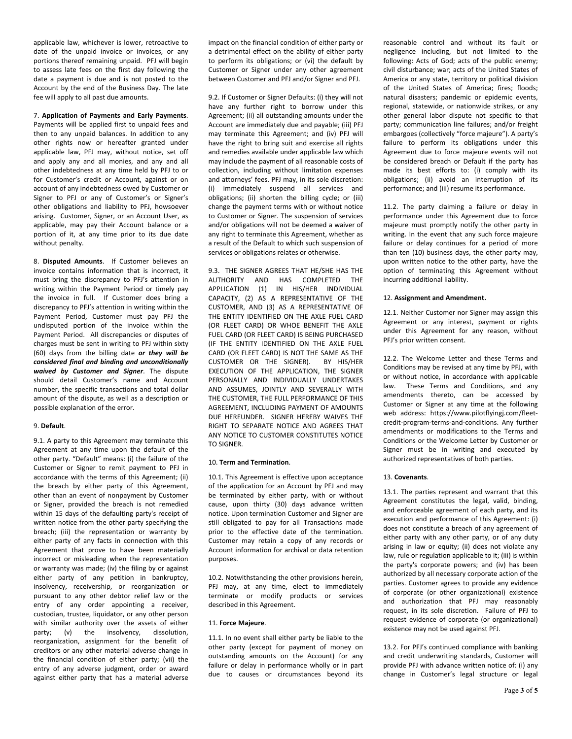applicable law, whichever is lower, retroactive to date of the unpaid invoice or invoices, or any portions thereof remaining unpaid. PFJ will begin to assess late fees on the first day following the date a payment is due and is not posted to the Account by the end of the Business Day. The late fee will apply to all past due amounts.

7. **Application of Payments and Early Payments**. Payments will be applied first to unpaid fees and then to any unpaid balances. In addition to any other rights now or hereafter granted under applicable law, PFJ may, without notice, set off and apply any and all monies, and any and all other indebtedness at any time held by PFJ to or for Customer's credit or Account, against or on account of any indebtedness owed by Customer or Signer to PFJ or any of Customer's or Signer's other obligations and liability to PFJ, howsoever arising. Customer, Signer, or an Account User, as applicable, may pay their Account balance or a portion of it, at any time prior to its due date without penalty.

8. **Disputed Amounts**. If Customer believes an invoice contains information that is incorrect, it must bring the discrepancy to PFJ's attention in writing within the Payment Period or timely pay the invoice in full. If Customer does bring a discrepancy to PFJ's attention in writing within the Payment Period, Customer must pay PFJ the undisputed portion of the invoice within the Payment Period. All discrepancies or disputes of charges must be sent in writing to PFJ within sixty (60) days from the billing date ***or they will be considered final and binding and unconditionally waived by Customer and Signer***. The dispute should detail Customer's name and Account number, the specific transactions and total dollar amount of the dispute, as well as a description or possible explanation of the error.

9. **Default**.

9.1. A party to this Agreement may terminate this Agreement at any time upon the default of the other party. "Default" means: (i) the failure of the Customer or Signer to remit payment to PFJ in accordance with the terms of this Agreement; (ii) the breach by either party of this Agreement, other than an event of nonpayment by Customer or Signer, provided the breach is not remedied within 15 days of the defaulting party's receipt of written notice from the other party specifying the breach; (iii) the representation or warranty by either party of any facts in connection with this Agreement that prove to have been materially incorrect or misleading when the representation or warranty was made; (iv) the filing by or against either party of any petition in bankruptcy, insolvency, receivership, or reorganization or pursuant to any other debtor relief law or the entry of any order appointing a receiver, custodian, trustee, liquidator, or any other person with similar authority over the assets of either party; (v) the insolvency, dissolution, reorganization, assignment for the benefit of creditors or any other material adverse change in the financial condition of either party; (vii) the entry of any adverse judgment, order or award against either party that has a material adverse impact on the financial condition of either party or a detrimental effect on the ability of either party to perform its obligations; or (vi) the default by Customer or Signer under any other agreement between Customer and PFJ and/or Signer and PFJ.

9.2. If Customer or Signer Defaults: (i) they will not have any further right to borrow under this Agreement; (ii) all outstanding amounts under the Account are immediately due and payable; (iii) PFJ may terminate this Agreement; and (iv) PFJ will have the right to bring suit and exercise all rights and remedies available under applicable law which may include the payment of all reasonable costs of collection, including without limitation expenses and attorneys' fees. PFJ may, in its sole discretion: (i) immediately suspend all services and obligations; (ii) shorten the billing cycle; or (iii) change the payment terms with or without notice to Customer or Signer. The suspension of services and/or obligations will not be deemed a waiver of any right to terminate this Agreement, whether as a result of the Default to which such suspension of services or obligations relates or otherwise.

9.3. THE SIGNER AGREES THAT HE/SHE HAS THE AUTHORITY AND HAS COMPLETED THE APPLICATION (1) IN HIS/HER INDIVIDUAL CAPACITY, (2) AS A REPRESENTATIVE OF THE CUSTOMER, AND (3) AS A REPRESENTATIVE OF THE ENTITY IDENTIFIED ON THE AXLE FUEL CARD (OR FLEET CARD) OR WHOE BENEFIT THE AXLE FUEL CARD (OR FLEET CARD) IS BEING PURCHASED (IF THE ENTITY IDENTIFIED ON THE AXLE FUEL CARD (OR FLEET CARD) IS NOT THE SAME AS THE CUSTOMER OR THE SIGNER). BY HIS/HER EXECUTION OF THE APPLICATION, THE SIGNER PERSONALLY AND INDIVIDUALLY UNDERTAKES AND ASSUMES, JOINTLY AND SEVERALLY WITH THE CUSTOMER, THE FULL PERFORMANCE OF THIS AGREEMENT, INCLUDING PAYMENT OF AMOUNTS DUE HEREUNDER. SIGNER HEREBY WAIVES THE RIGHT TO SEPARATE NOTICE AND AGREES THAT ANY NOTICE TO CUSTOMER CONSTITUTES NOTICE TO SIGNER.

10. **Term and Termination**.

10.1. This Agreement is effective upon acceptance of the application for an Account by PFJ and may be terminated by either party, with or without cause, upon thirty (30) days advance written notice. Upon termination Customer and Signer are still obligated to pay for all Transactions made prior to the effective date of the termination. Customer may retain a copy of any records or Account information for archival or data retention purposes.

10.2. Notwithstanding the other provisions herein, PFJ may, at any time, elect to immediately terminate or modify products or services described in this Agreement.

11. **Force Majeure**.

11.1. In no event shall either party be liable to the other party (except for payment of money on outstanding amounts on the Account) for any failure or delay in performance wholly or in part due to causes or circumstances beyond its reasonable control and without its fault or negligence including, but not limited to the following: Acts of God; acts of the public enemy; civil disturbance; war; acts of the United States of America or any state, territory or political division of the United States of America; fires; floods; natural disasters; pandemic or epidemic events, regional, statewide, or nationwide strikes, or any other general labor dispute not specific to that party; communication line failures; and/or freight embargoes (collectively "force majeure"). A party's failure to perform its obligations under this Agreement due to force majeure events will not be considered breach or Default if the party has made its best efforts to: (i) comply with its obligations; (ii) avoid an interruption of its performance; and (iii) resume its performance.

11.2. The party claiming a failure or delay in performance under this Agreement due to force majeure must promptly notify the other party in writing. In the event that any such force majeure failure or delay continues for a period of more than ten (10) business days, the other party may, upon written notice to the other party, have the option of terminating this Agreement without incurring additional liability.

12. **Assignment and Amendment.**

12.1. Neither Customer nor Signer may assign this Agreement or any interest, payment or rights under this Agreement for any reason, without PFJ's prior written consent.

12.2. The Welcome Letter and these Terms and Conditions may be revised at any time by PFJ, with or without notice, in accordance with applicable law. These Terms and Conditions, and any amendments thereto, can be accessed by Customer or Signer at any time at the following web address: https://www.pilotflyingj.com/fleet-credit-program-terms-and-conditions. Any further amendments or modifications to the Terms and Conditions or the Welcome Letter by Customer or Signer must be in writing and executed by authorized representatives of both parties.

13. **Covenants**.

13.1. The parties represent and warrant that this Agreement constitutes the legal, valid, binding, and enforceable agreement of each party, and its execution and performance of this Agreement: (i) does not constitute a breach of any agreement of either party with any other party, or of any duty arising in law or equity; (ii) does not violate any law, rule or regulation applicable to it; (iii) is within the party's corporate powers; and (iv) has been authorized by all necessary corporate action of the parties. Customer agrees to provide any evidence of corporate (or other organizational) existence and authorization that PFJ may reasonably request, in its sole discretion. Failure of PFJ to request evidence of corporate (or organizational) existence may not be used against PFJ.

13.2. For PFJ's continued compliance with banking and credit underwriting standards, Customer will provide PFJ with advance written notice of: (i) any change in Customer's legal structure or legal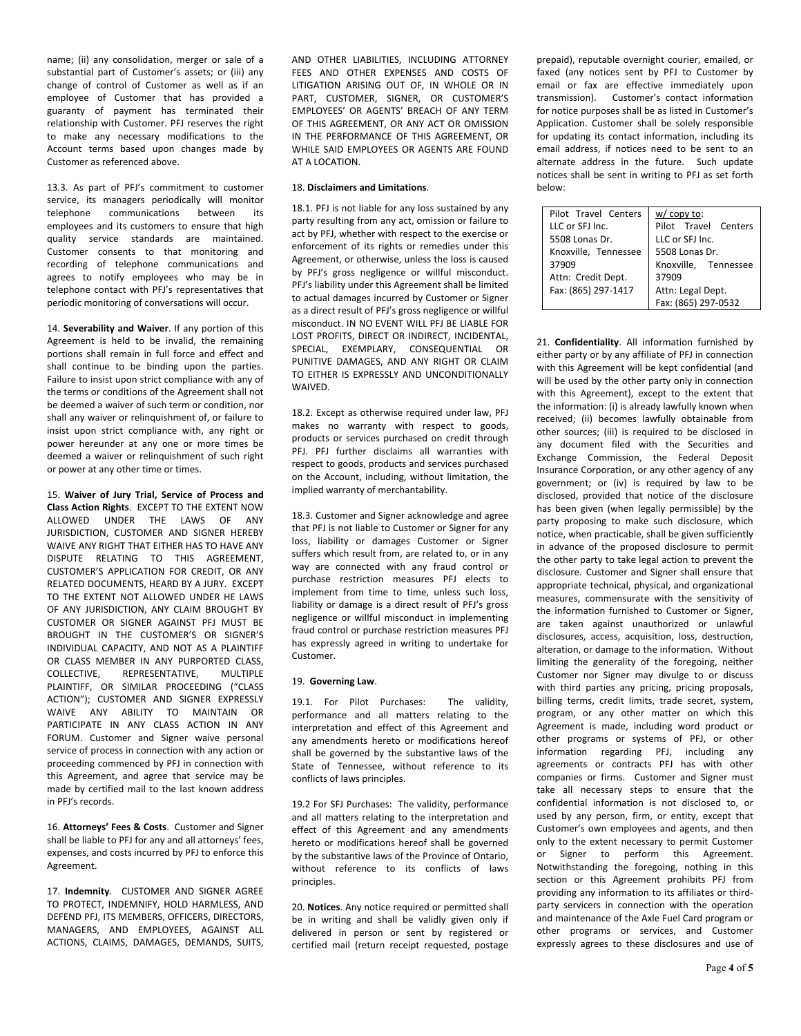name; (ii) any consolidation, merger or sale of a substantial part of Customer's assets; or (iii) any change of control of Customer as well as if an employee of Customer that has provided a guaranty of payment has terminated their relationship with Customer. PFJ reserves the right to make any necessary modifications to the Account terms based upon changes made by Customer as referenced above.

13.3. As part of PFJ's commitment to customer service, its managers periodically will monitor telephone communications between its employees and its customers to ensure that high quality service standards are maintained. Customer consents to that monitoring and recording of telephone communications and agrees to notify employees who may be in telephone contact with PFJ's representatives that periodic monitoring of conversations will occur.

14. **Severability and Waiver**. If any portion of this Agreement is held to be invalid, the remaining portions shall remain in full force and effect and shall continue to be binding upon the parties. Failure to insist upon strict compliance with any of the terms or conditions of the Agreement shall not be deemed a waiver of such term or condition, nor shall any waiver or relinquishment of, or failure to insist upon strict compliance with, any right or power hereunder at any one or more times be deemed a waiver or relinquishment of such right or power at any other time or times.

15. **Waiver of Jury Trial, Service of Process and Class Action Rights**. EXCEPT TO THE EXTENT NOW ALLOWED UNDER THE LAWS OF ANY JURISDICTION, CUSTOMER AND SIGNER HEREBY WAIVE ANY RIGHT THAT EITHER HAS TO HAVE ANY DISPUTE RELATING TO THIS AGREEMENT, CUSTOMER'S APPLICATION FOR CREDIT, OR ANY RELATED DOCUMENTS, HEARD BY A JURY. EXCEPT TO THE EXTENT NOT ALLOWED UNDER HE LAWS OF ANY JURISDICTION, ANY CLAIM BROUGHT BY CUSTOMER OR SIGNER AGAINST PFJ MUST BE BROUGHT IN THE CUSTOMER'S OR SIGNER'S INDIVIDUAL CAPACITY, AND NOT AS A PLAINTIFF OR CLASS MEMBER IN ANY PURPORTED CLASS, COLLECTIVE, REPRESENTATIVE, MULTIPLE PLAINTIFF, OR SIMILAR PROCEEDING ("CLASS ACTION"); CUSTOMER AND SIGNER EXPRESSLY WAIVE ANY ABILITY TO MAINTAIN OR PARTICIPATE IN ANY CLASS ACTION IN ANY FORUM. Customer and Signer waive personal service of process in connection with any action or proceeding commenced by PFJ in connection with this Agreement, and agree that service may be made by certified mail to the last known address in PFJ's records.

16. **Attorneys' Fees & Costs**. Customer and Signer shall be liable to PFJ for any and all attorneys' fees, expenses, and costs incurred by PFJ to enforce this Agreement.

17. **Indemnity**. CUSTOMER AND SIGNER AGREE TO PROTECT, INDEMNIFY, HOLD HARMLESS, AND DEFEND PFJ, ITS MEMBERS, OFFICERS, DIRECTORS, MANAGERS, AND EMPLOYEES, AGAINST ALL ACTIONS, CLAIMS, DAMAGES, DEMANDS, SUITS, AND OTHER LIABILITIES, INCLUDING ATTORNEY FEES AND OTHER EXPENSES AND COSTS OF LITIGATION ARISING OUT OF, IN WHOLE OR IN PART, CUSTOMER, SIGNER, OR CUSTOMER'S EMPLOYEES' OR AGENTS' BREACH OF ANY TERM OF THIS AGREEMENT, OR ANY ACT OR OMISSION IN THE PERFORMANCE OF THIS AGREEMENT, OR WHILE SAID EMPLOYEES OR AGENTS ARE FOUND AT A LOCATION.

18. **Disclaimers and Limitations**.

18.1. PFJ is not liable for any loss sustained by any party resulting from any act, omission or failure to act by PFJ, whether with respect to the exercise or enforcement of its rights or remedies under this Agreement, or otherwise, unless the loss is caused by PFJ's gross negligence or willful misconduct. PFJ's liability under this Agreement shall be limited to actual damages incurred by Customer or Signer as a direct result of PFJ's gross negligence or willful misconduct. IN NO EVENT WILL PFJ BE LIABLE FOR LOST PROFITS, DIRECT OR INDIRECT, INCIDENTAL, SPECIAL, EXEMPLARY, CONSEQUENTIAL OR PUNITIVE DAMAGES, AND ANY RIGHT OR CLAIM TO EITHER IS EXPRESSLY AND UNCONDITIONALLY WAIVED.

18.2. Except as otherwise required under law, PFJ makes no warranty with respect to goods, products or services purchased on credit through PFJ. PFJ further disclaims all warranties with respect to goods, products and services purchased on the Account, including, without limitation, the implied warranty of merchantability.

18.3. Customer and Signer acknowledge and agree that PFJ is not liable to Customer or Signer for any loss, liability or damages Customer or Signer suffers which result from, are related to, or in any way are connected with any fraud control or purchase restriction measures PFJ elects to implement from time to time, unless such loss, liability or damage is a direct result of PFJ's gross negligence or willful misconduct in implementing fraud control or purchase restriction measures PFJ has expressly agreed in writing to undertake for Customer.

19. **Governing Law**.

19.1. For Pilot Purchases: The validity, performance and all matters relating to the interpretation and effect of this Agreement and any amendments hereto or modifications hereof shall be governed by the substantive laws of the State of Tennessee, without reference to its conflicts of laws principles.

19.2 For SFJ Purchases: The validity, performance and all matters relating to the interpretation and effect of this Agreement and any amendments hereto or modifications hereof shall be governed by the substantive laws of the Province of Ontario, without reference to its conflicts of laws principles.

20. **Notices**. Any notice required or permitted shall be in writing and shall be validly given only if delivered in person or sent by registered or certified mail (return receipt requested, postage prepaid), reputable overnight courier, emailed, or faxed (any notices sent by PFJ to Customer by email or fax are effective immediately upon transmission). Customer's contact information for notice purposes shall be as listed in Customer's Application. Customer shall be solely responsible for updating its contact information, including its email address, if notices need to be sent to an alternate address in the future. Such update notices shall be sent in writing to PFJ as set forth below:

| Pilot Travel Centers LLC or SFJ Inc.<br>5508 Lonas Dr.<br>Knoxville, Tennessee 37909<br>Attn: Credit Dept.<br>Fax: (865) 297-1417 | w/ copy to:<br>Pilot Travel Centers LLC or SFJ Inc.<br>5508 Lonas Dr.<br>Knoxville, Tennessee 37909<br>Attn: Legal Dept.<br>Fax: (865) 297-0532 |
|---|---|

21. **Confidentiality**. All information furnished by either party or by any affiliate of PFJ in connection with this Agreement will be kept confidential (and will be used by the other party only in connection with this Agreement), except to the extent that the information: (i) is already lawfully known when received; (ii) becomes lawfully obtainable from other sources; (iii) is required to be disclosed in any document filed with the Securities and Exchange Commission, the Federal Deposit Insurance Corporation, or any other agency of any government; or (iv) is required by law to be disclosed, provided that notice of the disclosure has been given (when legally permissible) by the party proposing to make such disclosure, which notice, when practicable, shall be given sufficiently in advance of the proposed disclosure to permit the other party to take legal action to prevent the disclosure. Customer and Signer shall ensure that appropriate technical, physical, and organizational measures, commensurate with the sensitivity of the information furnished to Customer or Signer, are taken against unauthorized or unlawful disclosures, access, acquisition, loss, destruction, alteration, or damage to the information. Without limiting the generality of the foregoing, neither Customer nor Signer may divulge to or discuss with third parties any pricing, pricing proposals, billing terms, credit limits, trade secret, system, program, or any other matter on which this Agreement is made, including word product or other programs or systems of PFJ, or other information regarding PFJ, including any agreements or contracts PFJ has with other companies or firms. Customer and Signer must take all necessary steps to ensure that the confidential information is not disclosed to, or used by any person, firm, or entity, except that Customer's own employees and agents, and then only to the extent necessary to permit Customer or Signer to perform this Agreement. Notwithstanding the foregoing, nothing in this section or this Agreement prohibits PFJ from providing any information to its affiliates or third-party servicers in connection with the operation and maintenance of the Axle Fuel Card program or other programs or services, and Customer expressly agrees to these disclosures and use of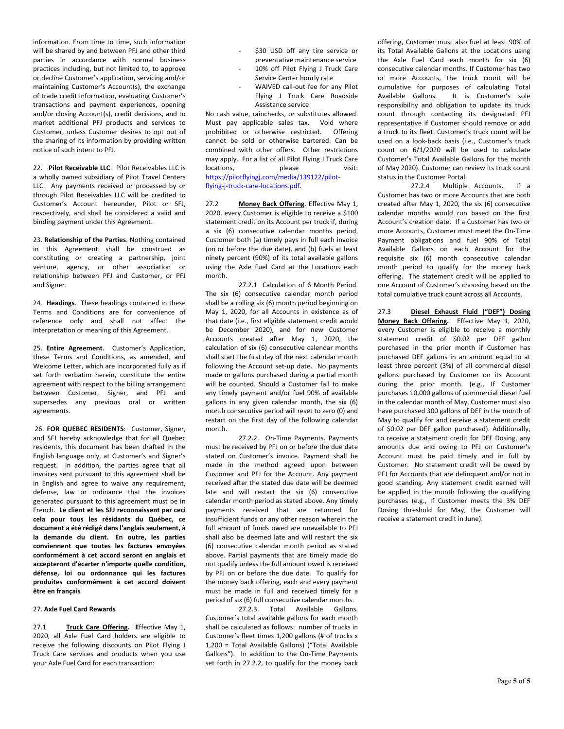information. From time to time, such information will be shared by and between PFJ and other third parties in accordance with normal business practices including, but not limited to, to approve or decline Customer's application, servicing and/or maintaining Customer's Account(s), the exchange of trade credit information, evaluating Customer's transactions and payment experiences, opening and/or closing Account(s), credit decisions, and to market additional PFJ products and services to Customer, unless Customer desires to opt out of the sharing of its information by providing written notice of such intent to PFJ.

22. **Pilot Receivable LLC**. Pilot Receivables LLC is a wholly owned subsidiary of Pilot Travel Centers LLC. Any payments received or processed by or through Pilot Receivables LLC will be credited to Customer's Account hereunder, Pilot or SFJ, respectively, and shall be considered a valid and binding payment under this Agreement.

23. **Relationship of the Parties**. Nothing contained in this Agreement shall be construed as constituting or creating a partnership, joint venture, agency, or other association or relationship between PFJ and Customer, or PFJ and Signer.

24. **Headings**. These headings contained in these Terms and Conditions are for convenience of reference only and shall not affect the interpretation or meaning of this Agreement.

25. **Entire Agreement**. Customer's Application, these Terms and Conditions, as amended, and Welcome Letter, which are incorporated fully as if set forth verbatim herein, constitute the entire agreement with respect to the billing arrangement between Customer, Signer, and PFJ and supersedes any previous oral or written agreements.

26. **FOR QUEBEC RESIDENTS**: Customer, Signer, and SFJ hereby acknowledge that for all Quebec residents, this document has been drafted in the English language only, at Customer's and Signer's request. In addition, the parties agree that all invoices sent pursuant to this agreement shall be in English and agree to waive any requirement, defense, law or ordinance that the invoices generated pursuant to this agreement must be in French. **Le client et les SFJ reconnaissent par ceci cela pour tous les résidants du Québec, ce document a été rédigé dans l'anglais seulement, à la demande du client. En outre, les parties conviennent que toutes les factures envoyées conformément à cet accord seront en anglais et accepteront d'écarter n'importe quelle condition, défense, loi ou ordonnance qui les factures produites conformément à cet accord doivent être en français**

27. **Axle Fuel Card Rewards**

27.1 **<u>Truck Care Offering</u>. E**ffective May 1, 2020, all Axle Fuel Card holders are eligible to receive the following discounts on Pilot Flying J Truck Care services and products when you use your Axle Fuel Card for each transaction:

- $30 USD off any tire service or preventative maintenance service
- 10% off Pilot Flying J Truck Care Service Center hourly rate
- WAIVED call-out fee for any Pilot Flying J Truck Care Roadside Assistance service

No cash value, rainchecks, or substitutes allowed. Must pay applicable sales tax. Void where prohibited or otherwise restricted. Offering cannot be sold or otherwise bartered. Can be combined with other offers. Other restrictions may apply. For a list of all Pilot Flying J Truck Care locations, please visit: https://pilotflyingj.com/media/139122/pilot-flying-j-truck-care-locations.pdf.

27.2 **<u>Money Back Offering</u>**. Effective May 1, 2020, every Customer is eligible to receive a $100 statement credit on its Account per truck if, during a six (6) consecutive calendar months period, Customer both (a) timely pays in full each invoice (on or before the due date), and (b) fuels at least ninety percent (90%) of its total available gallons using the Axle Fuel Card at the Locations each month.

27.2.1 Calculation of 6 Month Period. The six (6) consecutive calendar month period shall be a rolling six (6) month period beginning on May 1, 2020, for all Accounts in existence as of that date (i.e., first eligible statement credit would be December 2020), and for new Customer Accounts created after May 1, 2020, the calculation of six (6) consecutive calendar months shall start the first day of the next calendar month following the Account set-up date. No payments made or gallons purchased during a partial month will be counted. Should a Customer fail to make any timely payment and/or fuel 90% of available gallons in any given calendar month, the six (6) month consecutive period will reset to zero (0) and restart on the first day of the following calendar month.

27.2.2. On-Time Payments. Payments must be received by PFJ on or before the due date stated on Customer's invoice. Payment shall be made in the method agreed upon between Customer and PFJ for the Account. Any payment received after the stated due date will be deemed late and will restart the six (6) consecutive calendar month period as stated above. Any timely payments received that are returned for insufficient funds or any other reason wherein the full amount of funds owed are unavailable to PFJ shall also be deemed late and will restart the six (6) consecutive calendar month period as stated above. Partial payments that are timely made do not qualify unless the full amount owed is received by PFJ on or before the due date. To qualify for the money back offering, each and every payment must be made in full and received timely for a period of six (6) full consecutive calendar months.

27.2.3. Total Available Gallons. Customer's total available gallons for each month shall be calculated as follows: number of trucks in Customer's fleet times 1,200 gallons (# of trucks x 1,200 = Total Available Gallons) ("Total Available Gallons"). In addition to the On-Time Payments set forth in 27.2.2, to qualify for the money back offering, Customer must also fuel at least 90% of its Total Available Gallons at the Locations using the Axle Fuel Card each month for six (6) consecutive calendar months. If Customer has two or more Accounts, the truck count will be cumulative for purposes of calculating Total Available Gallons. It is Customer's sole responsibility and obligation to update its truck count through contacting its designated PFJ representative if Customer should remove or add a truck to its fleet. Customer's truck count will be used on a look-back basis (i.e., Customer's truck count on 6/1/2020 will be used to calculate Customer's Total Available Gallons for the month of May 2020). Customer can review its truck count status in the Customer Portal.

27.2.4 Multiple Accounts. If a Customer has two or more Accounts that are both created after May 1, 2020, the six (6) consecutive calendar months would run based on the first Account's creation date. If a Customer has two or more Accounts, Customer must meet the On-Time Payment obligations and fuel 90% of Total Available Gallons on each Account for the requisite six (6) month consecutive calendar month period to qualify for the money back offering. The statement credit will be applied to one Account of Customer's choosing based on the total cumulative truck count across all Accounts.

27.3 **<u>Diesel Exhaust Fluid ("DEF") Dosing Money Back Offering</u>.** Effective May 1, 2020, every Customer is eligible to receive a monthly statement credit of $0.02 per DEF gallon purchased in the prior month if Customer has purchased DEF gallons in an amount equal to at least three percent (3%) of all commercial diesel gallons purchased by Customer on its Account during the prior month. (e.g., If Customer purchases 10,000 gallons of commercial diesel fuel in the calendar month of May, Customer must also have purchased 300 gallons of DEF in the month of May to qualify for and receive a statement credit of $0.02 per DEF gallon purchased). Additionally, to receive a statement credit for DEF Dosing, any amounts due and owing to PFJ on Customer's Account must be paid timely and in full by Customer. No statement credit will be owed by PFJ for Accounts that are delinquent and/or not in good standing. Any statement credit earned will be applied in the month following the qualifying purchases (e.g., If Customer meets the 3% DEF Dosing threshold for May, the Customer will receive a statement credit in June).